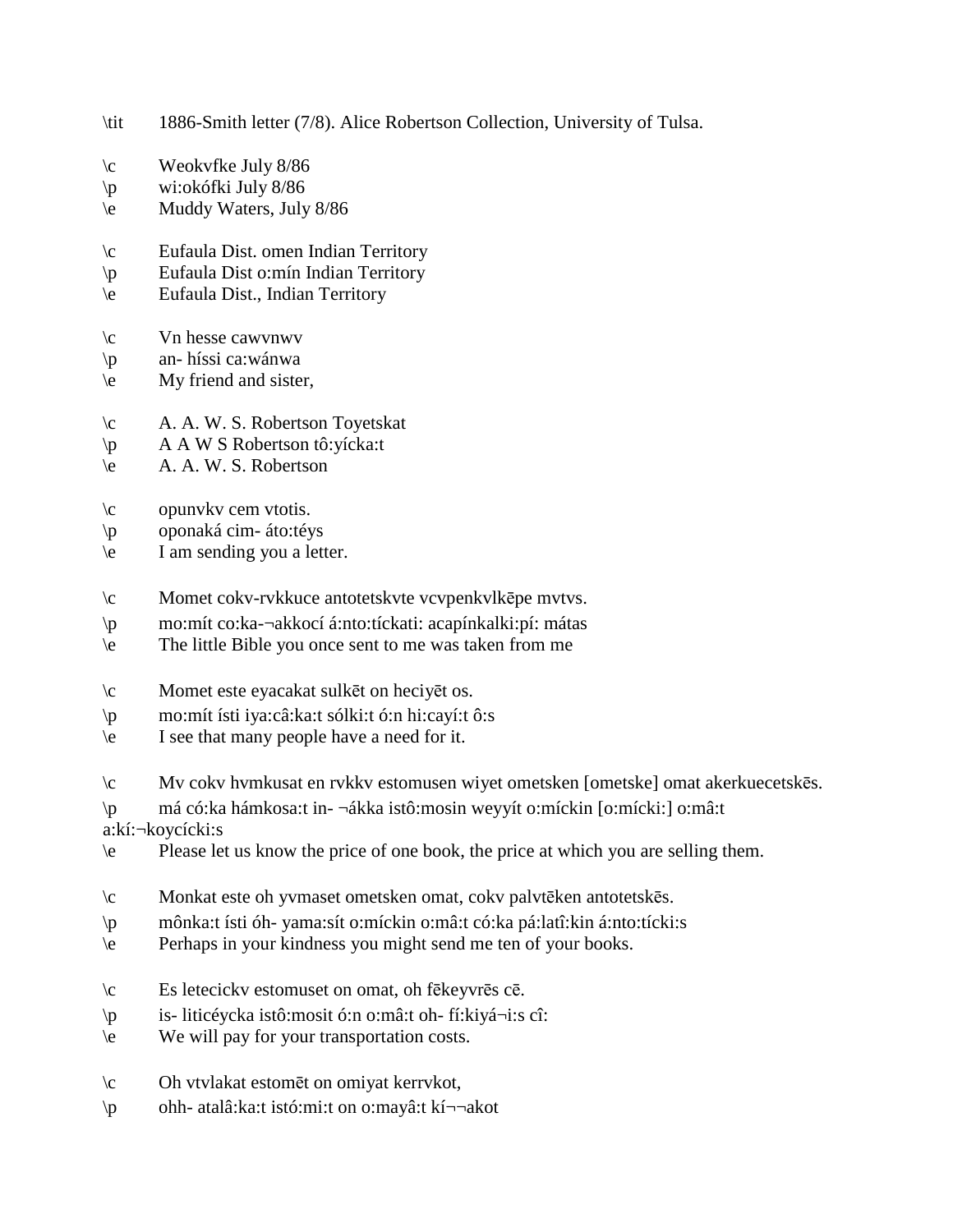\tit 1886-Smith letter (7/8). Alice Robertson Collection, University of Tulsa.

\c Weokvfke July 8/86
\p wi:okófki July 8/86
\e Muddy Waters, July 8/86

\c Eufaula Dist. omen Indian Territory
\p Eufaula Dist o:mín Indian Territory
\e Eufaula Dist., Indian Territory

\c Vn hesse cawvnwv
\p an- híssi ca:wánwa
\e My friend and sister,

\c A. A. W. S. Robertson Toyetskat
\p A A W S Robertson tô:yícka:t
\e A. A. W. S. Robertson

\c opunvkv cem vtotis.
\p oponaká cim- áto:téys
\e I am sending you a letter.

\c Momet cokv-rvkkuce antotetskvte vcvpenkvlkēpe mvtvs.
\p mo:mít co:ka-¬akkocí á:nto:tíckati: acapínkalki:pí: mátas
\e The little Bible you once sent to me was taken from me

\c Momet este eyacakat sulkēt on heciyēt os.
\p mo:mít ísti iya:câ:ka:t sólki:t ó:n hi:cayí:t ô:s
\e I see that many people have a need for it.

\c Mv cokv hvmkusat en rvkkv estomusen wiyet ometsken [ometske] omat akerkuecetskēs.
\p má có:ka hámkosa:t in- ¬ákka istô:mosin weyyít o:míckin [o:mícki:] o:mâ:t a:kí:¬koycícki:s
\e Please let us know the price of one book, the price at which you are selling them.

\c Monkat este oh yvmaset ometsken omat, cokv palvtēken antotetskēs.
\p mônka:t ísti óh- yama:sít o:míckin o:mâ:t có:ka pá:latî:kin á:nto:tícki:s
\e Perhaps in your kindness you might send me ten of your books.

\c Es letecickv estomuset on omat, oh fēkeyvrēs cē.
\p is- liticéycka istô:mosit ó:n o:mâ:t oh- fí:kiyá¬i:s cî:
\e We will pay for your transportation costs.

\c Oh vtvlakat estomēt on omiyat kerrvkot,
\p ohh- atalâ:ka:t istó:mi:t on o:mayâ:t kí¬¬akot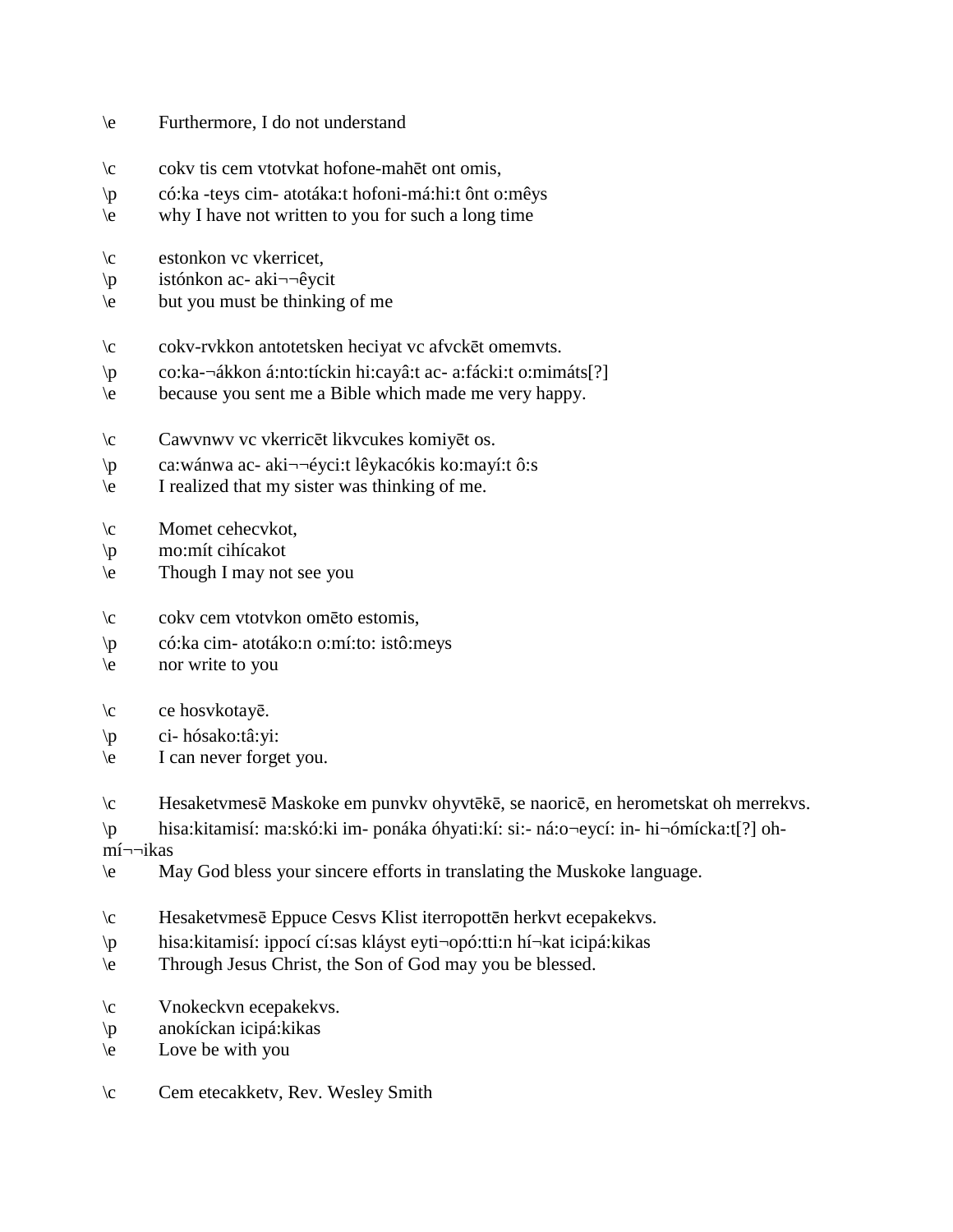\e	Furthermore, I do not understand

\c	cokv tis cem vtotvkat hofone-mahēt ont omis,
\p	có:ka -teys cim- atotáka:t hofoni-má:hi:t ônt o:mêys
\e	why I have not written to you for such a long time

\c	estonkon vc vkerricet,
\p	istónkon ac- aki¬¬êycit
\e	but you must be thinking of me

\c	cokv-rvkkon antotetsken heciyat vc afvckēt omemvts.
\p	co:ka-¬ákkon á:nto:tíckin hi:cayâ:t ac- a:fácki:t o:mimáts[?]
\e	because you sent me a Bible which made me very happy.

\c	Cawvnwv vc vkerricēt likvcukes komiyēt os.
\p	ca:wánwa ac- aki¬¬éyci:t lêykacókis ko:mayí:t ô:s
\e	I realized that my sister was thinking of me.

\c	Momet cehecvkot,
\p	mo:mít cihícakot
\e	Though I may not see you

\c	cokv cem vtotvkon omēto estomis,
\p	có:ka cim- atotáko:n o:mí:to: istô:meys
\e	nor write to you

\c	ce hosvkotayē.
\p	ci- hósako:tâ:yi:
\e	I can never forget you.

\c	Hesaketvmesē Maskoke em punvkv ohyvtēkē, se naoricē, en herometskat oh merrekvs.
\p	hisa:kitamisí: ma:skó:ki im- ponáka óhyati:kí: si:- ná:o¬eycí: in- hi¬ómícka:t[?] oh-mí¬¬ikas
\e	May God bless your sincere efforts in translating the Muskoke language.

\c	Hesaketvmesē Eppuce Cesvs Klist iterropottēn herkvt ecepakekvs.
\p	hisa:kitamisí: ippocí cí:sas kláyst eyti¬opó:tti:n hí¬kat icipá:kikas
\e	Through Jesus Christ, the Son of God may you be blessed.

\c	Vnokeckvn ecepakekvs.
\p	anokíckan icipá:kikas
\e	Love be with you

\c	Cem etecakketv, Rev. Wesley Smith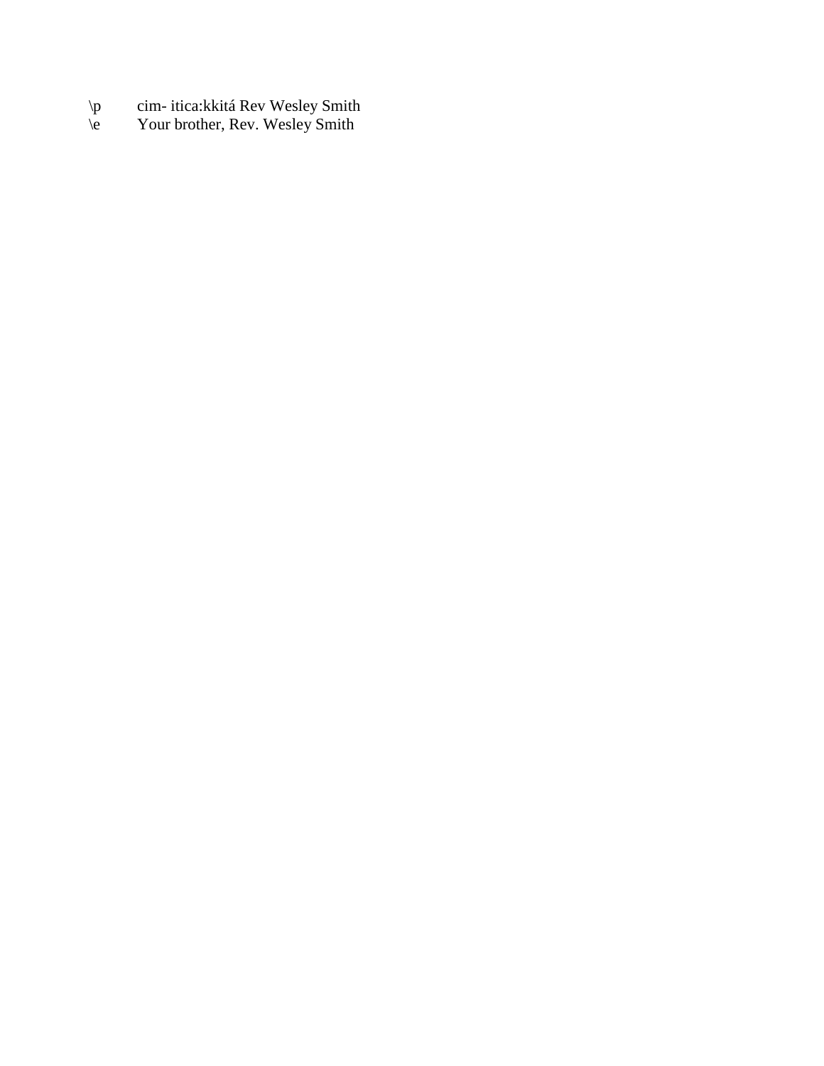\p cim- itica:kkitá Rev Wesley Smith

\e Your brother, Rev. Wesley Smith